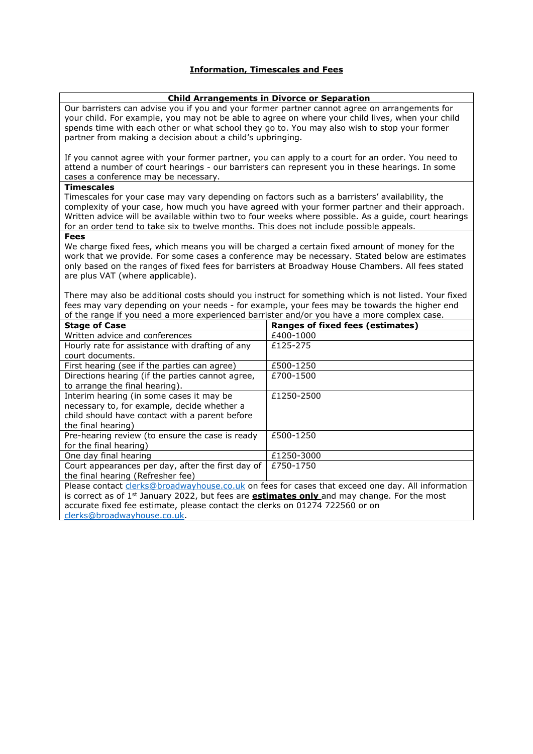# Information, Timescales and Fees

## Child Arrangements in Divorce or Separation

Our barristers can advise you if you and your former partner cannot agree on arrangements for your child. For example, you may not be able to agree on where your child lives, when your child spends time with each other or what school they go to. You may also wish to stop your former partner from making a decision about a child's upbringing.

If you cannot agree with your former partner, you can apply to a court for an order. You need to attend a number of court hearings - our barristers can represent you in these hearings. In some cases a conference may be necessary.

**Timescales**

Timescales for your case may vary depending on factors such as a barristers' availability, the complexity of your case, how much you have agreed with your former partner and their approach. Written advice will be available within two to four weeks where possible. As a guide, court hearings for an order tend to take six to twelve months. This does not include possible appeals.

**Fees**

We charge fixed fees, which means you will be charged a certain fixed amount of money for the work that we provide. For some cases a conference may be necessary. Stated below are estimates only based on the ranges of fixed fees for barristers at Broadway House Chambers. All fees stated are plus VAT (where applicable).

There may also be additional costs should you instruct for something which is not listed. Your fixed fees may vary depending on your needs - for example, your fees may be towards the higher end of the range if you need a more experienced barrister and/or you have a more complex case.

| Stage of Case | Ranges of fixed fees (estimates) |
|---|---|
| Written advice and conferences | £400-1000 |
| Hourly rate for assistance with drafting of any court documents. | £125-275 |
| First hearing (see if the parties can agree) | £500-1250 |
| Directions hearing (if the parties cannot agree, to arrange the final hearing). | £700-1500 |
| Interim hearing (in some cases it may be necessary to, for example, decide whether a child should have contact with a parent before the final hearing) | £1250-2500 |
| Pre-hearing review (to ensure the case is ready for the final hearing) | £500-1250 |
| One day final hearing | £1250-3000 |
| Court appearances per day, after the first day of the final hearing (Refresher fee) | £750-1750 |

Please contact clerks@broadwayhouse.co.uk on fees for cases that exceed one day. All information is correct as of 1st January 2022, but fees are **estimates only** and may change. For the most accurate fixed fee estimate, please contact the clerks on 01274 722560 or on clerks@broadwayhouse.co.uk.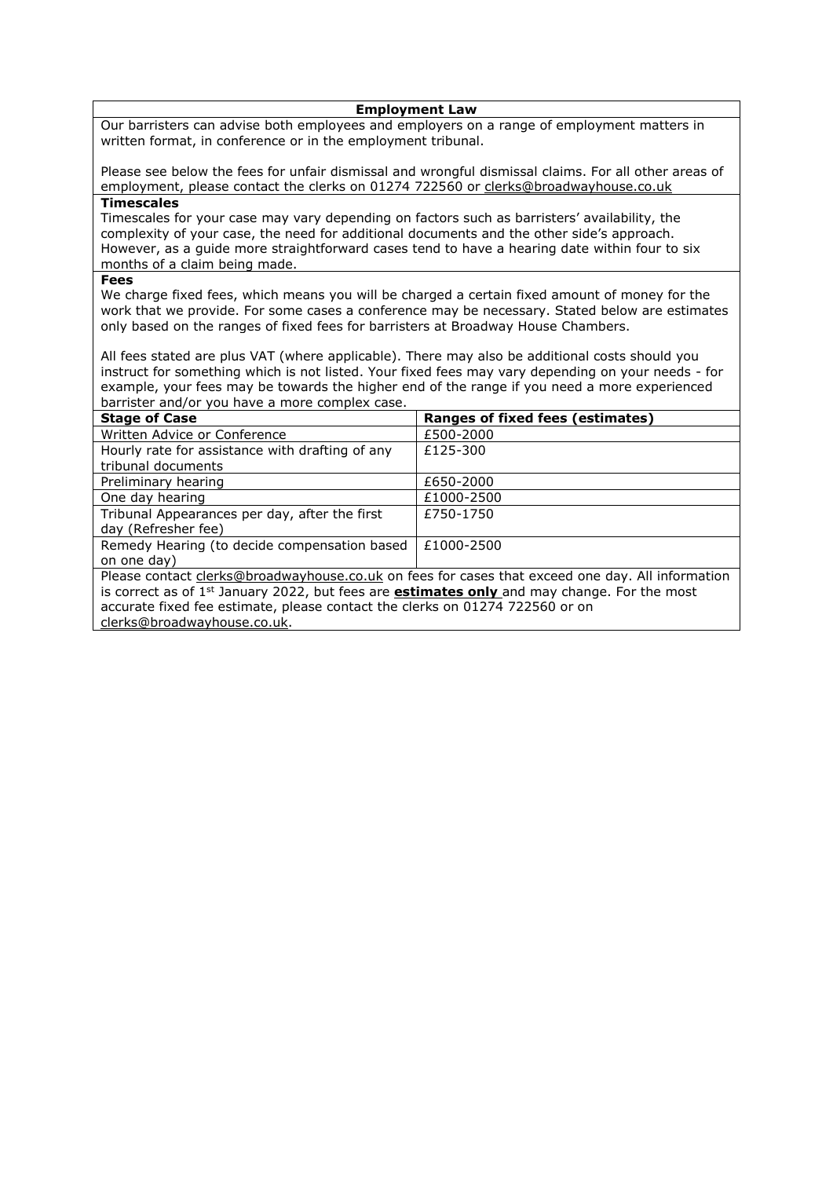## Employment Law

Our barristers can advise both employees and employers on a range of employment matters in written format, in conference or in the employment tribunal.

Please see below the fees for unfair dismissal and wrongful dismissal claims. For all other areas of employment, please contact the clerks on 01274 722560 or clerks@broadwayhouse.co.uk

**Timescales**

Timescales for your case may vary depending on factors such as barristers' availability, the complexity of your case, the need for additional documents and the other side's approach. However, as a guide more straightforward cases tend to have a hearing date within four to six months of a claim being made.

**Fees**

We charge fixed fees, which means you will be charged a certain fixed amount of money for the work that we provide. For some cases a conference may be necessary. Stated below are estimates only based on the ranges of fixed fees for barristers at Broadway House Chambers.

All fees stated are plus VAT (where applicable). There may also be additional costs should you instruct for something which is not listed. Your fixed fees may vary depending on your needs - for example, your fees may be towards the higher end of the range if you need a more experienced barrister and/or you have a more complex case.

| Stage of Case | Ranges of fixed fees (estimates) |
| --- | --- |
| Written Advice or Conference | £500-2000 |
| Hourly rate for assistance with drafting of any tribunal documents | £125-300 |
| Preliminary hearing | £650-2000 |
| One day hearing | £1000-2500 |
| Tribunal Appearances per day, after the first day (Refresher fee) | £750-1750 |
| Remedy Hearing (to decide compensation based on one day) | £1000-2500 |

Please contact clerks@broadwayhouse.co.uk on fees for cases that exceed one day. All information is correct as of 1st January 2022, but fees are **estimates only** and may change. For the most accurate fixed fee estimate, please contact the clerks on 01274 722560 or on clerks@broadwayhouse.co.uk.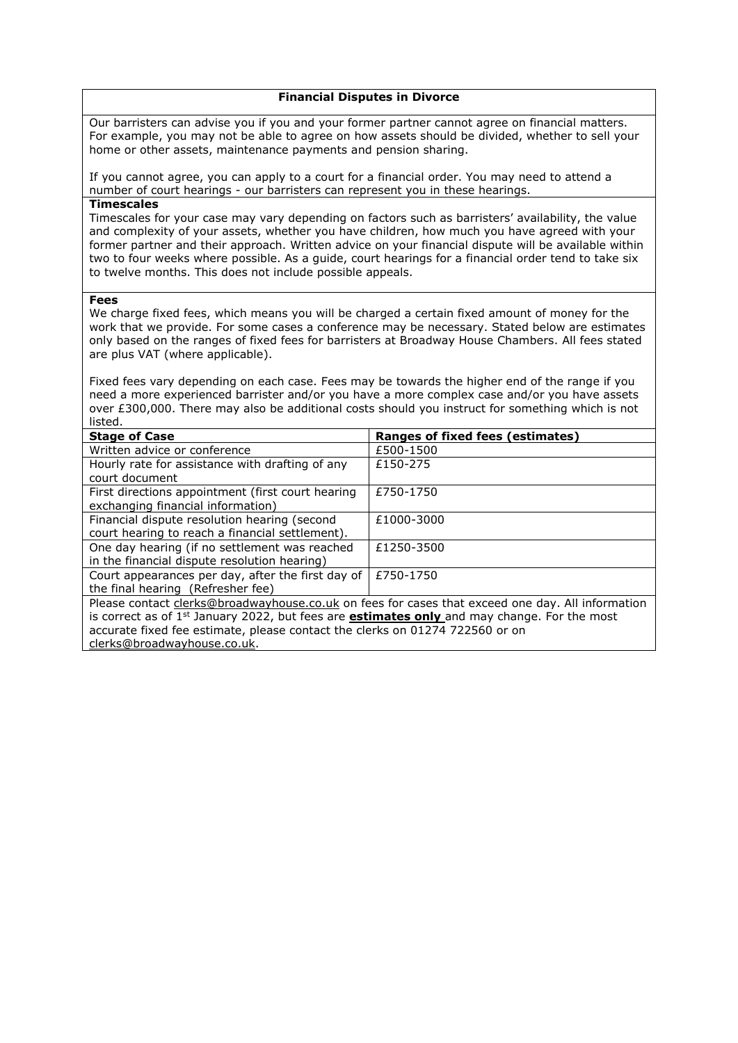## Financial Disputes in Divorce

Our barristers can advise you if you and your former partner cannot agree on financial matters. For example, you may not be able to agree on how assets should be divided, whether to sell your home or other assets, maintenance payments and pension sharing.

If you cannot agree, you can apply to a court for a financial order. You may need to attend a number of court hearings - our barristers can represent you in these hearings.

### Timescales

Timescales for your case may vary depending on factors such as barristers' availability, the value and complexity of your assets, whether you have children, how much you have agreed with your former partner and their approach. Written advice on your financial dispute will be available within two to four weeks where possible. As a guide, court hearings for a financial order tend to take six to twelve months. This does not include possible appeals.

### Fees

We charge fixed fees, which means you will be charged a certain fixed amount of money for the work that we provide. For some cases a conference may be necessary. Stated below are estimates only based on the ranges of fixed fees for barristers at Broadway House Chambers. All fees stated are plus VAT (where applicable).

Fixed fees vary depending on each case. Fees may be towards the higher end of the range if you need a more experienced barrister and/or you have a more complex case and/or you have assets over £300,000. There may also be additional costs should you instruct for something which is not listed.

| Stage of Case | Ranges of fixed fees (estimates) |
|---|---|
| Written advice or conference | £500-1500 |
| Hourly rate for assistance with drafting of any court document | £150-275 |
| First directions appointment (first court hearing exchanging financial information) | £750-1750 |
| Financial dispute resolution hearing (second court hearing to reach a financial settlement). | £1000-3000 |
| One day hearing (if no settlement was reached in the financial dispute resolution hearing) | £1250-3500 |
| Court appearances per day, after the first day of the final hearing (Refresher fee) | £750-1750 |

Please contact clerks@broadwayhouse.co.uk on fees for cases that exceed one day. All information is correct as of 1st January 2022, but fees are **estimates only** and may change. For the most accurate fixed fee estimate, please contact the clerks on 01274 722560 or on clerks@broadwayhouse.co.uk.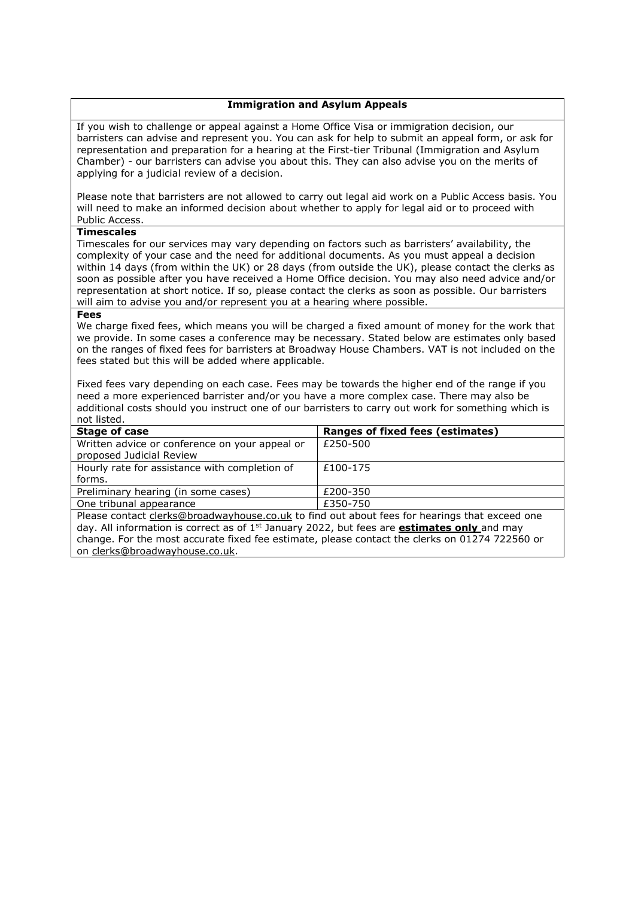## Immigration and Asylum Appeals

If you wish to challenge or appeal against a Home Office Visa or immigration decision, our barristers can advise and represent you. You can ask for help to submit an appeal form, or ask for representation and preparation for a hearing at the First-tier Tribunal (Immigration and Asylum Chamber) - our barristers can advise you about this. They can also advise you on the merits of applying for a judicial review of a decision.

Please note that barristers are not allowed to carry out legal aid work on a Public Access basis. You will need to make an informed decision about whether to apply for legal aid or to proceed with Public Access.

**Timescales**

Timescales for our services may vary depending on factors such as barristers' availability, the complexity of your case and the need for additional documents. As you must appeal a decision within 14 days (from within the UK) or 28 days (from outside the UK), please contact the clerks as soon as possible after you have received a Home Office decision. You may also need advice and/or representation at short notice. If so, please contact the clerks as soon as possible. Our barristers will aim to advise you and/or represent you at a hearing where possible.

**Fees**

We charge fixed fees, which means you will be charged a fixed amount of money for the work that we provide. In some cases a conference may be necessary. Stated below are estimates only based on the ranges of fixed fees for barristers at Broadway House Chambers. VAT is not included on the fees stated but this will be added where applicable.

Fixed fees vary depending on each case. Fees may be towards the higher end of the range if you need a more experienced barrister and/or you have a more complex case. There may also be additional costs should you instruct one of our barristers to carry out work for something which is not listed.

| Stage of case | Ranges of fixed fees (estimates) |
|---|---|
| Written advice or conference on your appeal or proposed Judicial Review | £250-500 |
| Hourly rate for assistance with completion of forms. | £100-175 |
| Preliminary hearing (in some cases) | £200-350 |
| One tribunal appearance | £350-750 |

Please contact clerks@broadwayhouse.co.uk to find out about fees for hearings that exceed one day. All information is correct as of 1st January 2022, but fees are **estimates only** and may change. For the most accurate fixed fee estimate, please contact the clerks on 01274 722560 or on clerks@broadwayhouse.co.uk.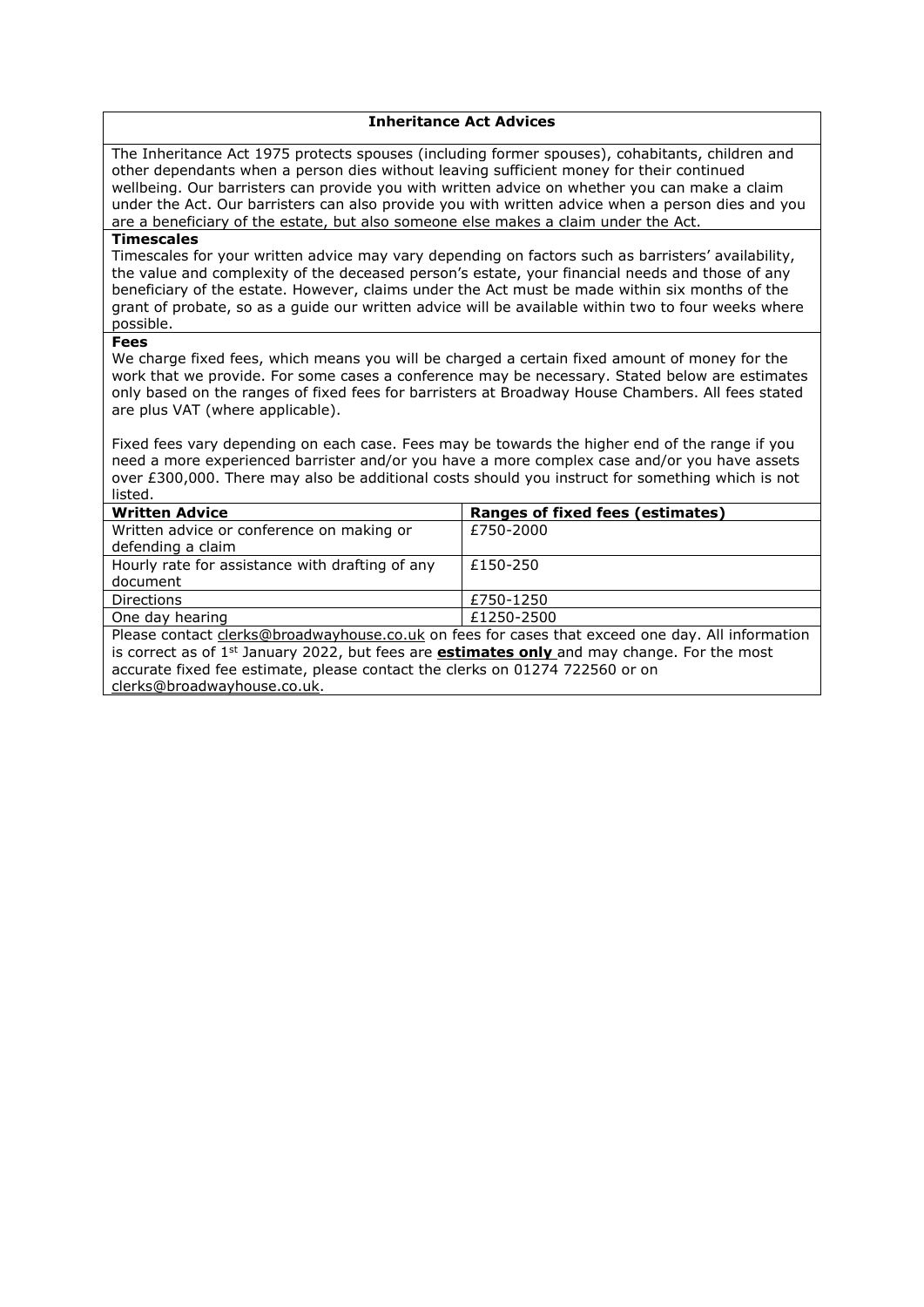## Inheritance Act Advices

The Inheritance Act 1975 protects spouses (including former spouses), cohabitants, children and other dependants when a person dies without leaving sufficient money for their continued wellbeing. Our barristers can provide you with written advice on whether you can make a claim under the Act. Our barristers can also provide you with written advice when a person dies and you are a beneficiary of the estate, but also someone else makes a claim under the Act.

**Timescales**

Timescales for your written advice may vary depending on factors such as barristers' availability, the value and complexity of the deceased person's estate, your financial needs and those of any beneficiary of the estate. However, claims under the Act must be made within six months of the grant of probate, so as a guide our written advice will be available within two to four weeks where possible.

**Fees**

We charge fixed fees, which means you will be charged a certain fixed amount of money for the work that we provide. For some cases a conference may be necessary. Stated below are estimates only based on the ranges of fixed fees for barristers at Broadway House Chambers. All fees stated are plus VAT (where applicable).

Fixed fees vary depending on each case. Fees may be towards the higher end of the range if you need a more experienced barrister and/or you have a more complex case and/or you have assets over £300,000. There may also be additional costs should you instruct for something which is not listed.

| **Written Advice** | **Ranges of fixed fees (estimates)** |
|---|---|
| Written advice or conference on making or defending a claim | £750-2000 |
| Hourly rate for assistance with drafting of any document | £150-250 |
| Directions | £750-1250 |
| One day hearing | £1250-2500 |

Please contact clerks@broadwayhouse.co.uk on fees for cases that exceed one day. All information is correct as of 1st January 2022, but fees are **estimates only** and may change. For the most accurate fixed fee estimate, please contact the clerks on 01274 722560 or on clerks@broadwayhouse.co.uk.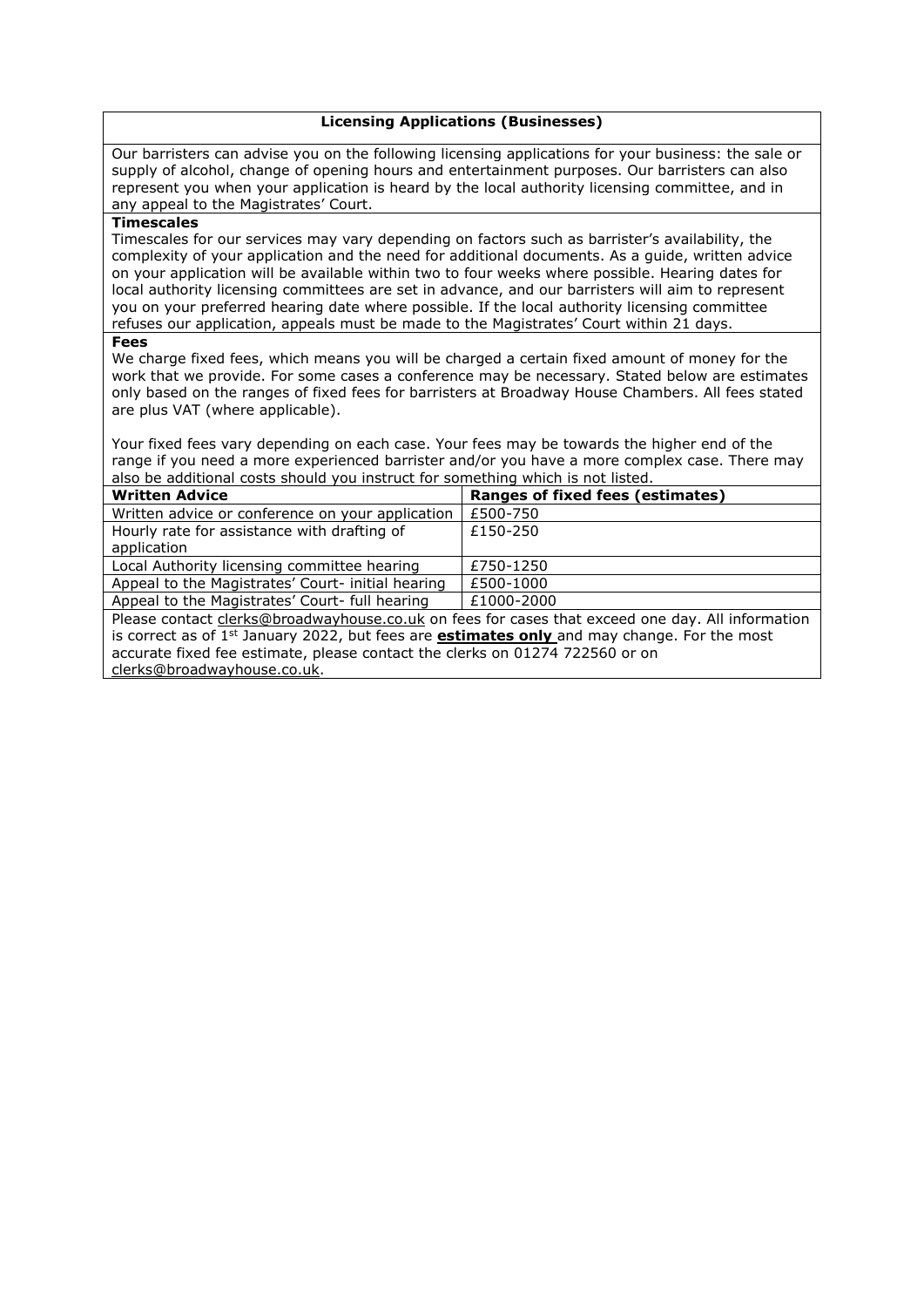## Licensing Applications (Businesses)

Our barristers can advise you on the following licensing applications for your business: the sale or supply of alcohol, change of opening hours and entertainment purposes. Our barristers can also represent you when your application is heard by the local authority licensing committee, and in any appeal to the Magistrates' Court.

**Timescales**

Timescales for our services may vary depending on factors such as barrister's availability, the complexity of your application and the need for additional documents. As a guide, written advice on your application will be available within two to four weeks where possible. Hearing dates for local authority licensing committees are set in advance, and our barristers will aim to represent you on your preferred hearing date where possible. If the local authority licensing committee refuses our application, appeals must be made to the Magistrates' Court within 21 days.

**Fees**

We charge fixed fees, which means you will be charged a certain fixed amount of money for the work that we provide. For some cases a conference may be necessary. Stated below are estimates only based on the ranges of fixed fees for barristers at Broadway House Chambers. All fees stated are plus VAT (where applicable).

Your fixed fees vary depending on each case. Your fees may be towards the higher end of the range if you need a more experienced barrister and/or you have a more complex case. There may also be additional costs should you instruct for something which is not listed.

| **Written Advice** | **Ranges of fixed fees (estimates)** |
|---|---|
| Written advice or conference on your application | £500-750 |
| Hourly rate for assistance with drafting of application | £150-250 |
| Local Authority licensing committee hearing | £750-1250 |
| Appeal to the Magistrates' Court- initial hearing | £500-1000 |
| Appeal to the Magistrates' Court- full hearing | £1000-2000 |

Please contact clerks@broadwayhouse.co.uk on fees for cases that exceed one day. All information is correct as of 1st January 2022, but fees are **estimates only** and may change. For the most accurate fixed fee estimate, please contact the clerks on 01274 722560 or on clerks@broadwayhouse.co.uk.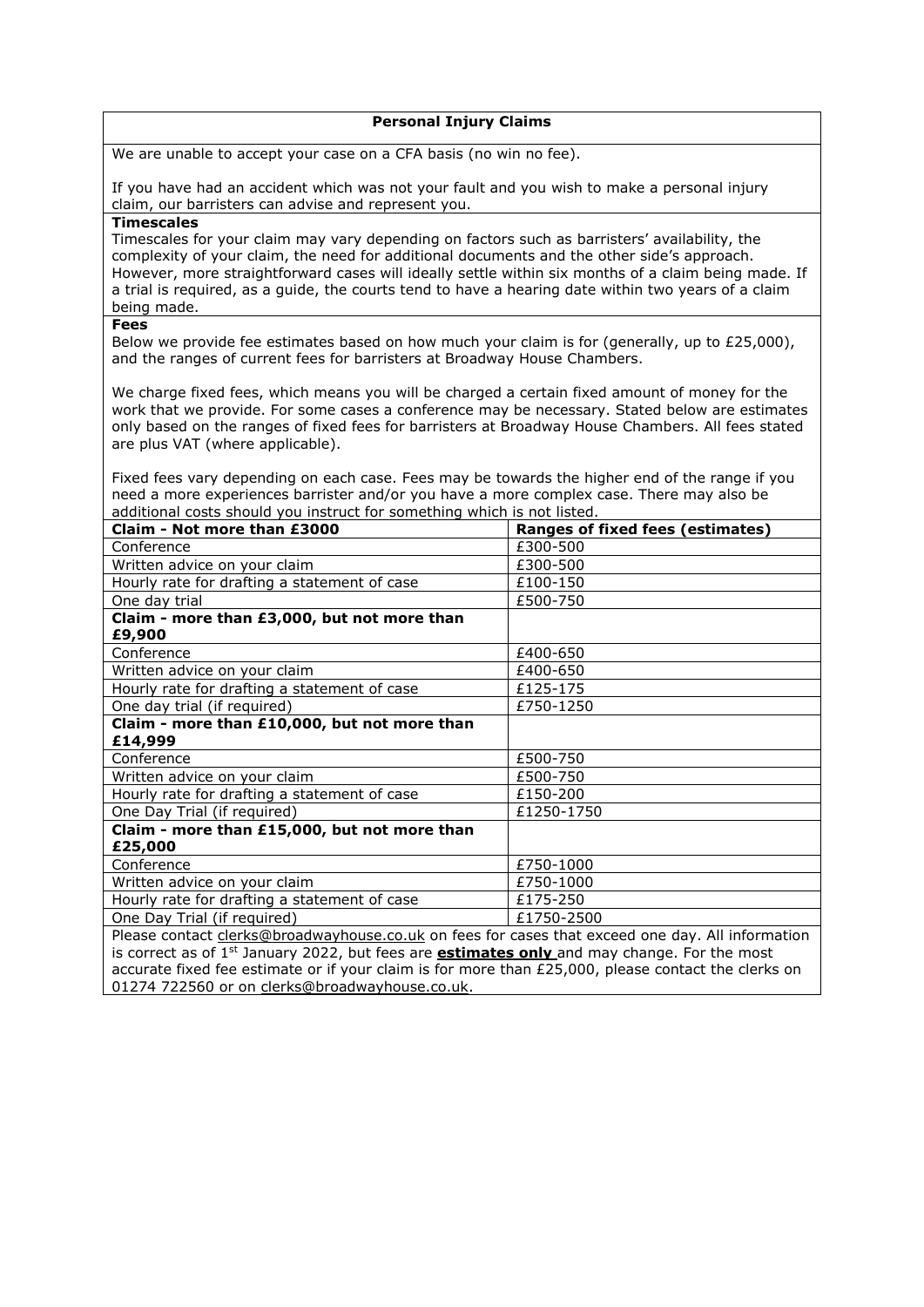## Personal Injury Claims

We are unable to accept your case on a CFA basis (no win no fee).

If you have had an accident which was not your fault and you wish to make a personal injury claim, our barristers can advise and represent you.

### Timescales

Timescales for your claim may vary depending on factors such as barristers' availability, the complexity of your claim, the need for additional documents and the other side's approach. However, more straightforward cases will ideally settle within six months of a claim being made. If a trial is required, as a guide, the courts tend to have a hearing date within two years of a claim being made.

### Fees

Below we provide fee estimates based on how much your claim is for (generally, up to £25,000), and the ranges of current fees for barristers at Broadway House Chambers.

We charge fixed fees, which means you will be charged a certain fixed amount of money for the work that we provide. For some cases a conference may be necessary. Stated below are estimates only based on the ranges of fixed fees for barristers at Broadway House Chambers. All fees stated are plus VAT (where applicable).

Fixed fees vary depending on each case. Fees may be towards the higher end of the range if you need a more experiences barrister and/or you have a more complex case. There may also be additional costs should you instruct for something which is not listed.

| **Claim - Not more than £3000** | **Ranges of fixed fees (estimates)** |
|---|---|
| Conference | £300-500 |
| Written advice on your claim | £300-500 |
| Hourly rate for drafting a statement of case | £100-150 |
| One day trial | £500-750 |
| **Claim - more than £3,000, but not more than £9,900** | |
| Conference | £400-650 |
| Written advice on your claim | £400-650 |
| Hourly rate for drafting a statement of case | £125-175 |
| One day trial (if required) | £750-1250 |
| **Claim - more than £10,000, but not more than £14,999** | |
| Conference | £500-750 |
| Written advice on your claim | £500-750 |
| Hourly rate for drafting a statement of case | £150-200 |
| One Day Trial (if required) | £1250-1750 |
| **Claim - more than £15,000, but not more than £25,000** | |
| Conference | £750-1000 |
| Written advice on your claim | £750-1000 |
| Hourly rate for drafting a statement of case | £175-250 |
| One Day Trial (if required) | £1750-2500 |

Please contact clerks@broadwayhouse.co.uk on fees for cases that exceed one day. All information is correct as of 1st January 2022, but fees are **estimates only** and may change. For the most accurate fixed fee estimate or if your claim is for more than £25,000, please contact the clerks on 01274 722560 or on clerks@broadwayhouse.co.uk.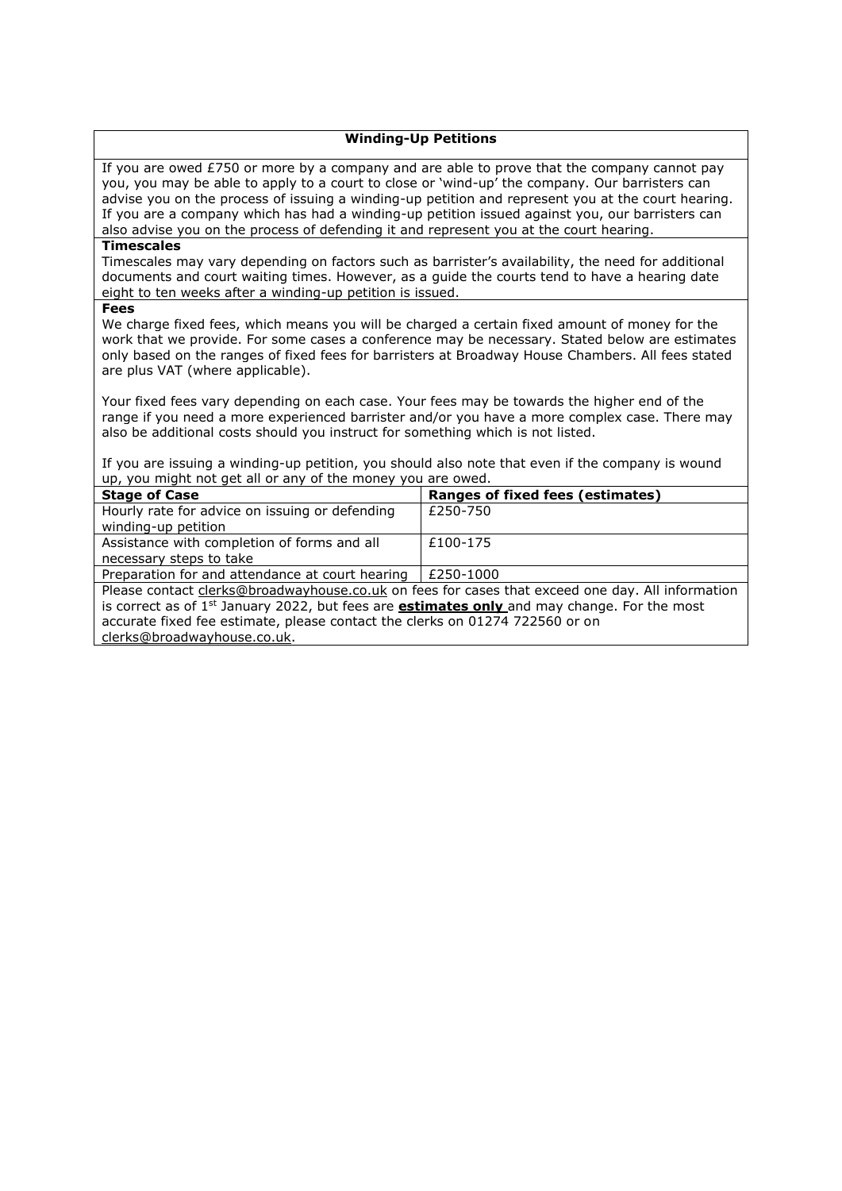## Winding-Up Petitions

If you are owed £750 or more by a company and are able to prove that the company cannot pay you, you may be able to apply to a court to close or 'wind-up' the company. Our barristers can advise you on the process of issuing a winding-up petition and represent you at the court hearing. If you are a company which has had a winding-up petition issued against you, our barristers can also advise you on the process of defending it and represent you at the court hearing.

**Timescales**

Timescales may vary depending on factors such as barrister's availability, the need for additional documents and court waiting times. However, as a guide the courts tend to have a hearing date eight to ten weeks after a winding-up petition is issued.

**Fees**

We charge fixed fees, which means you will be charged a certain fixed amount of money for the work that we provide. For some cases a conference may be necessary. Stated below are estimates only based on the ranges of fixed fees for barristers at Broadway House Chambers. All fees stated are plus VAT (where applicable).

Your fixed fees vary depending on each case. Your fees may be towards the higher end of the range if you need a more experienced barrister and/or you have a more complex case. There may also be additional costs should you instruct for something which is not listed.

If you are issuing a winding-up petition, you should also note that even if the company is wound up, you might not get all or any of the money you are owed.

| Stage of Case | Ranges of fixed fees (estimates) |
|---|---|
| Hourly rate for advice on issuing or defending winding-up petition | £250-750 |
| Assistance with completion of forms and all necessary steps to take | £100-175 |
| Preparation for and attendance at court hearing | £250-1000 |

Please contact clerks@broadwayhouse.co.uk on fees for cases that exceed one day. All information is correct as of 1st January 2022, but fees are **estimates only** and may change. For the most accurate fixed fee estimate, please contact the clerks on 01274 722560 or on clerks@broadwayhouse.co.uk.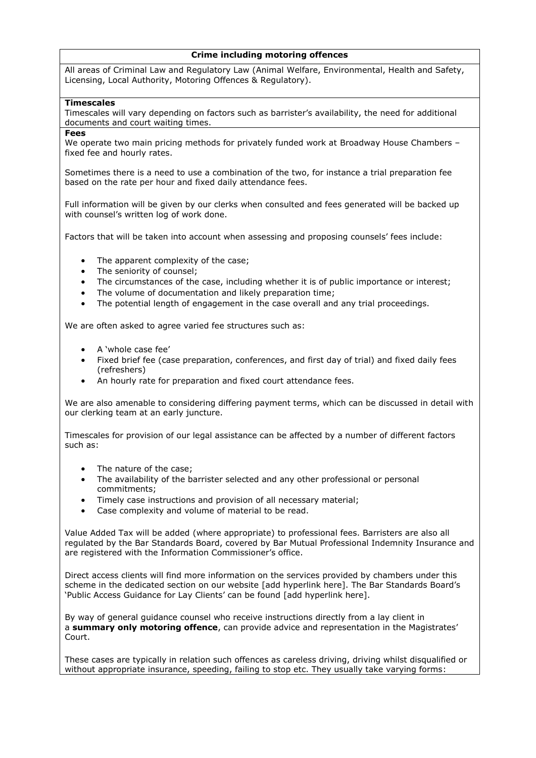## Crime including motoring offences

All areas of Criminal Law and Regulatory Law (Animal Welfare, Environmental, Health and Safety, Licensing, Local Authority, Motoring Offences & Regulatory).

**Timescales**

Timescales will vary depending on factors such as barrister's availability, the need for additional documents and court waiting times.

**Fees**

We operate two main pricing methods for privately funded work at Broadway House Chambers – fixed fee and hourly rates.

Sometimes there is a need to use a combination of the two, for instance a trial preparation fee based on the rate per hour and fixed daily attendance fees.

Full information will be given by our clerks when consulted and fees generated will be backed up with counsel's written log of work done.

Factors that will be taken into account when assessing and proposing counsels' fees include:

- The apparent complexity of the case;
- The seniority of counsel;
- The circumstances of the case, including whether it is of public importance or interest;
- The volume of documentation and likely preparation time;
- The potential length of engagement in the case overall and any trial proceedings.

We are often asked to agree varied fee structures such as:

- A 'whole case fee'
- Fixed brief fee (case preparation, conferences, and first day of trial) and fixed daily fees (refreshers)
- An hourly rate for preparation and fixed court attendance fees.

We are also amenable to considering differing payment terms, which can be discussed in detail with our clerking team at an early juncture.

Timescales for provision of our legal assistance can be affected by a number of different factors such as:

- The nature of the case;
- The availability of the barrister selected and any other professional or personal commitments;
- Timely case instructions and provision of all necessary material;
- Case complexity and volume of material to be read.

Value Added Tax will be added (where appropriate) to professional fees. Barristers are also all regulated by the Bar Standards Board, covered by Bar Mutual Professional Indemnity Insurance and are registered with the Information Commissioner's office.

Direct access clients will find more information on the services provided by chambers under this scheme in the dedicated section on our website [add hyperlink here]. The Bar Standards Board's 'Public Access Guidance for Lay Clients' can be found [add hyperlink here].

By way of general guidance counsel who receive instructions directly from a lay client in a **summary only motoring offence**, can provide advice and representation in the Magistrates' Court.

These cases are typically in relation such offences as careless driving, driving whilst disqualified or without appropriate insurance, speeding, failing to stop etc. They usually take varying forms: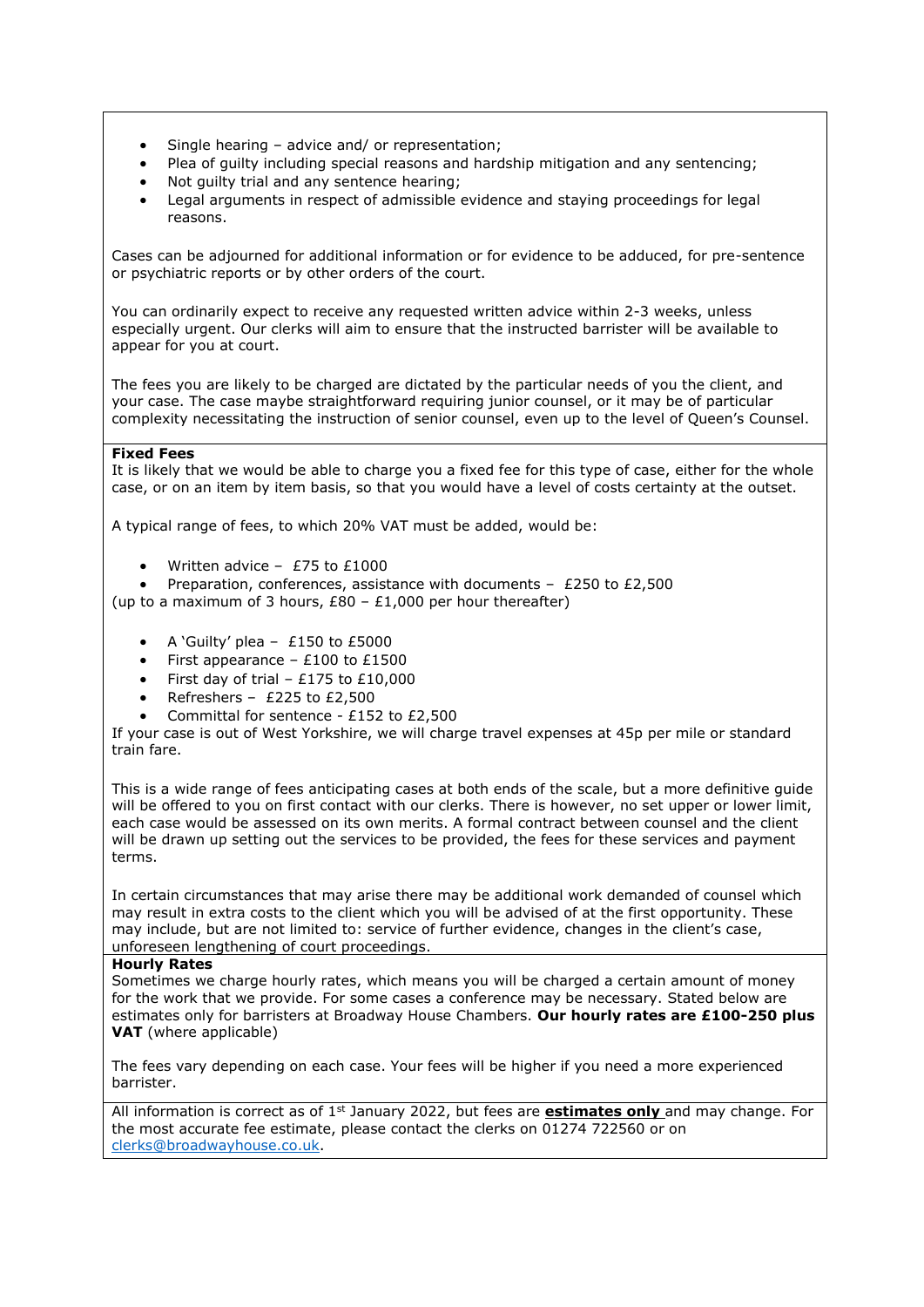- Single hearing – advice and/ or representation;
- Plea of guilty including special reasons and hardship mitigation and any sentencing;
- Not guilty trial and any sentence hearing;
- Legal arguments in respect of admissible evidence and staying proceedings for legal reasons.

Cases can be adjourned for additional information or for evidence to be adduced, for pre-sentence or psychiatric reports or by other orders of the court.

You can ordinarily expect to receive any requested written advice within 2-3 weeks, unless especially urgent. Our clerks will aim to ensure that the instructed barrister will be available to appear for you at court.

The fees you are likely to be charged are dictated by the particular needs of you the client, and your case. The case maybe straightforward requiring junior counsel, or it may be of particular complexity necessitating the instruction of senior counsel, even up to the level of Queen's Counsel.

**Fixed Fees**

It is likely that we would be able to charge you a fixed fee for this type of case, either for the whole case, or on an item by item basis, so that you would have a level of costs certainty at the outset.

A typical range of fees, to which 20% VAT must be added, would be:

- Written advice – £75 to £1000
- Preparation, conferences, assistance with documents – £250 to £2,500

(up to a maximum of 3 hours, £80 – £1,000 per hour thereafter)

- A 'Guilty' plea – £150 to £5000
- First appearance – £100 to £1500
- First day of trial – £175 to £10,000
- Refreshers – £225 to £2,500
- Committal for sentence - £152 to £2,500

If your case is out of West Yorkshire, we will charge travel expenses at 45p per mile or standard train fare.

This is a wide range of fees anticipating cases at both ends of the scale, but a more definitive guide will be offered to you on first contact with our clerks. There is however, no set upper or lower limit, each case would be assessed on its own merits. A formal contract between counsel and the client will be drawn up setting out the services to be provided, the fees for these services and payment terms.

In certain circumstances that may arise there may be additional work demanded of counsel which may result in extra costs to the client which you will be advised of at the first opportunity. These may include, but are not limited to: service of further evidence, changes in the client's case, unforeseen lengthening of court proceedings.

**Hourly Rates**

Sometimes we charge hourly rates, which means you will be charged a certain amount of money for the work that we provide. For some cases a conference may be necessary. Stated below are estimates only for barristers at Broadway House Chambers. **Our hourly rates are £100-250 plus VAT** (where applicable)

The fees vary depending on each case. Your fees will be higher if you need a more experienced barrister.

All information is correct as of 1st January 2022, but fees are **estimates only** and may change. For the most accurate fee estimate, please contact the clerks on 01274 722560 or on clerks@broadwayhouse.co.uk.